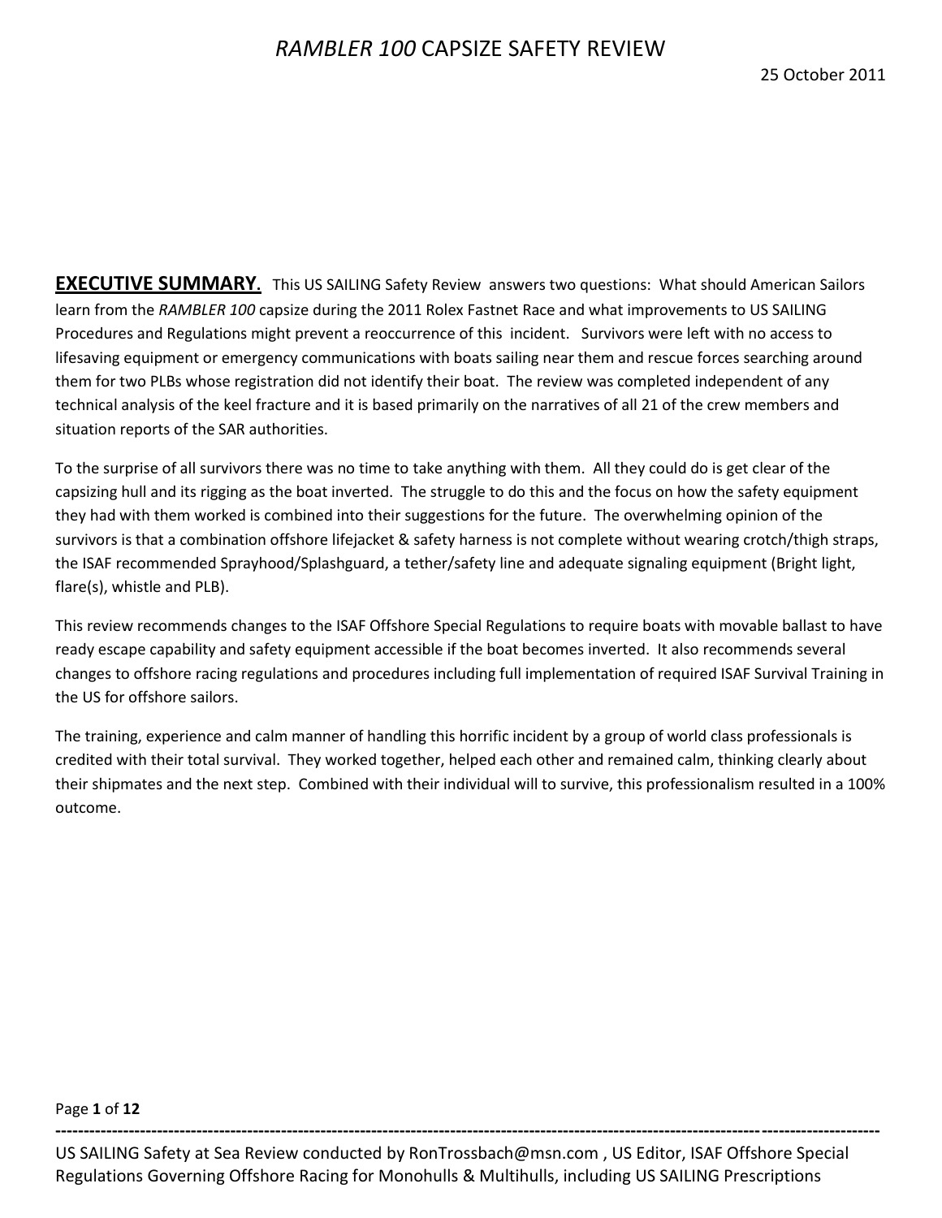# *RAMBLER 100* CAPSIZE SAFETY REVIEW

25 October 2011

**EXECUTIVE SUMMARY.** This US SAILING Safety Review answers two questions: What should American Sailors learn from the *RAMBLER 100* capsize during the 2011 Rolex Fastnet Race and what improvements to US SAILING Procedures and Regulations might prevent a reoccurrence of this incident. Survivors were left with no access to lifesaving equipment or emergency communications with boats sailing near them and rescue forces searching around them for two PLBs whose registration did not identify their boat. The review was completed independent of any technical analysis of the keel fracture and it is based primarily on the narratives of all 21 of the crew members and situation reports of the SAR authorities.

To the surprise of all survivors there was no time to take anything with them. All they could do is get clear of the capsizing hull and its rigging as the boat inverted. The struggle to do this and the focus on how the safety equipment they had with them worked is combined into their suggestions for the future. The overwhelming opinion of the survivors is that a combination offshore lifejacket & safety harness is not complete without wearing crotch/thigh straps, the ISAF recommended Sprayhood/Splashguard, a tether/safety line and adequate signaling equipment (Bright light, flare(s), whistle and PLB).

This review recommends changes to the ISAF Offshore Special Regulations to require boats with movable ballast to have ready escape capability and safety equipment accessible if the boat becomes inverted. It also recommends several changes to offshore racing regulations and procedures including full implementation of required ISAF Survival Training in the US for offshore sailors.

The training, experience and calm manner of handling this horrific incident by a group of world class professionals is credited with their total survival. They worked together, helped each other and remained calm, thinking clearly about their shipmates and the next step. Combined with their individual will to survive, this professionalism resulted in a 100% outcome.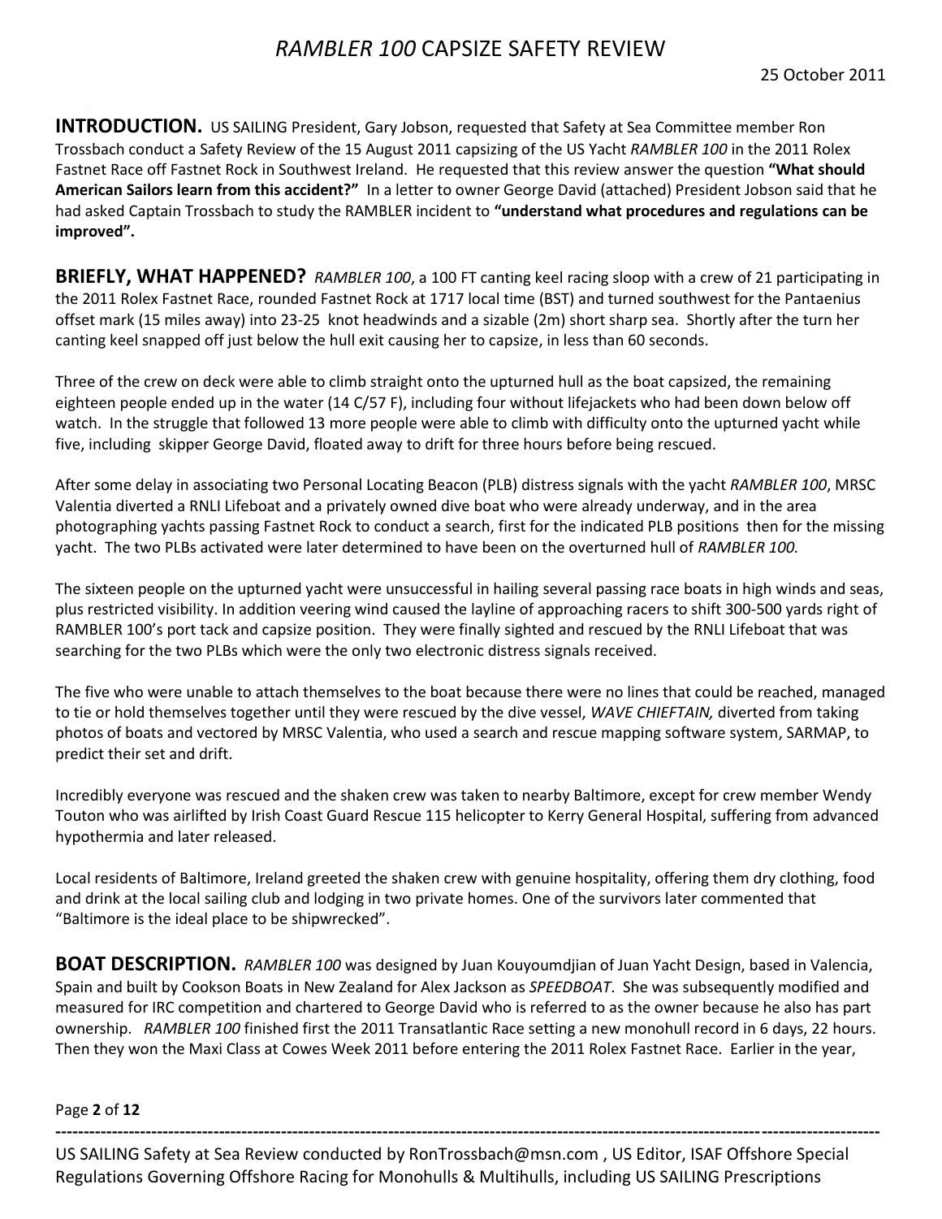# *RAMBLER 100* CAPSIZE SAFETY REVIEW

25 October 2011

**INTRODUCTION.** US SAILING President, Gary Jobson, requested that Safety at Sea Committee member Ron Trossbach conduct a Safety Review of the 15 August 2011 capsizing of the US Yacht *RAMBLER 100* in the 2011 Rolex Fastnet Race off Fastnet Rock in Southwest Ireland. He requested that this review answer the question **"What should American Sailors learn from this accident?"** In a letter to owner George David (attached) President Jobson said that he had asked Captain Trossbach to study the RAMBLER incident to **"understand what procedures and regulations can be improved".**

**BRIEFLY, WHAT HAPPENED?** *RAMBLER 100*, a 100 FT canting keel racing sloop with a crew of 21 participating in the 2011 Rolex Fastnet Race, rounded Fastnet Rock at 1717 local time (BST) and turned southwest for the Pantaenius offset mark (15 miles away) into 23-25 knot headwinds and a sizable (2m) short sharp sea. Shortly after the turn her canting keel snapped off just below the hull exit causing her to capsize, in less than 60 seconds.

Three of the crew on deck were able to climb straight onto the upturned hull as the boat capsized, the remaining eighteen people ended up in the water (14 C/57 F), including four without lifejackets who had been down below off watch. In the struggle that followed 13 more people were able to climb with difficulty onto the upturned yacht while five, including skipper George David, floated away to drift for three hours before being rescued.

After some delay in associating two Personal Locating Beacon (PLB) distress signals with the yacht *RAMBLER 100*, MRSC Valentia diverted a RNLI Lifeboat and a privately owned dive boat who were already underway, and in the area photographing yachts passing Fastnet Rock to conduct a search, first for the indicated PLB positions then for the missing yacht. The two PLBs activated were later determined to have been on the overturned hull of *RAMBLER 100.*

The sixteen people on the upturned yacht were unsuccessful in hailing several passing race boats in high winds and seas, plus restricted visibility. In addition veering wind caused the layline of approaching racers to shift 300-500 yards right of RAMBLER 100's port tack and capsize position. They were finally sighted and rescued by the RNLI Lifeboat that was searching for the two PLBs which were the only two electronic distress signals received.

The five who were unable to attach themselves to the boat because there were no lines that could be reached, managed to tie or hold themselves together until they were rescued by the dive vessel, *WAVE CHIEFTAIN,* diverted from taking photos of boats and vectored by MRSC Valentia, who used a search and rescue mapping software system, SARMAP, to predict their set and drift.

Incredibly everyone was rescued and the shaken crew was taken to nearby Baltimore, except for crew member Wendy Touton who was airlifted by Irish Coast Guard Rescue 115 helicopter to Kerry General Hospital, suffering from advanced hypothermia and later released.

Local residents of Baltimore, Ireland greeted the shaken crew with genuine hospitality, offering them dry clothing, food and drink at the local sailing club and lodging in two private homes. One of the survivors later commented that "Baltimore is the ideal place to be shipwrecked".

**BOAT DESCRIPTION.** *RAMBLER 100* was designed by Juan Kouyoumdjian of Juan Yacht Design, based in Valencia, Spain and built by Cookson Boats in New Zealand for Alex Jackson as *SPEEDBOAT*. She was subsequently modified and measured for IRC competition and chartered to George David who is referred to as the owner because he also has part ownership. *RAMBLER 100* finished first the 2011 Transatlantic Race setting a new monohull record in 6 days, 22 hours. Then they won the Maxi Class at Cowes Week 2011 before entering the 2011 Rolex Fastnet Race. Earlier in the year,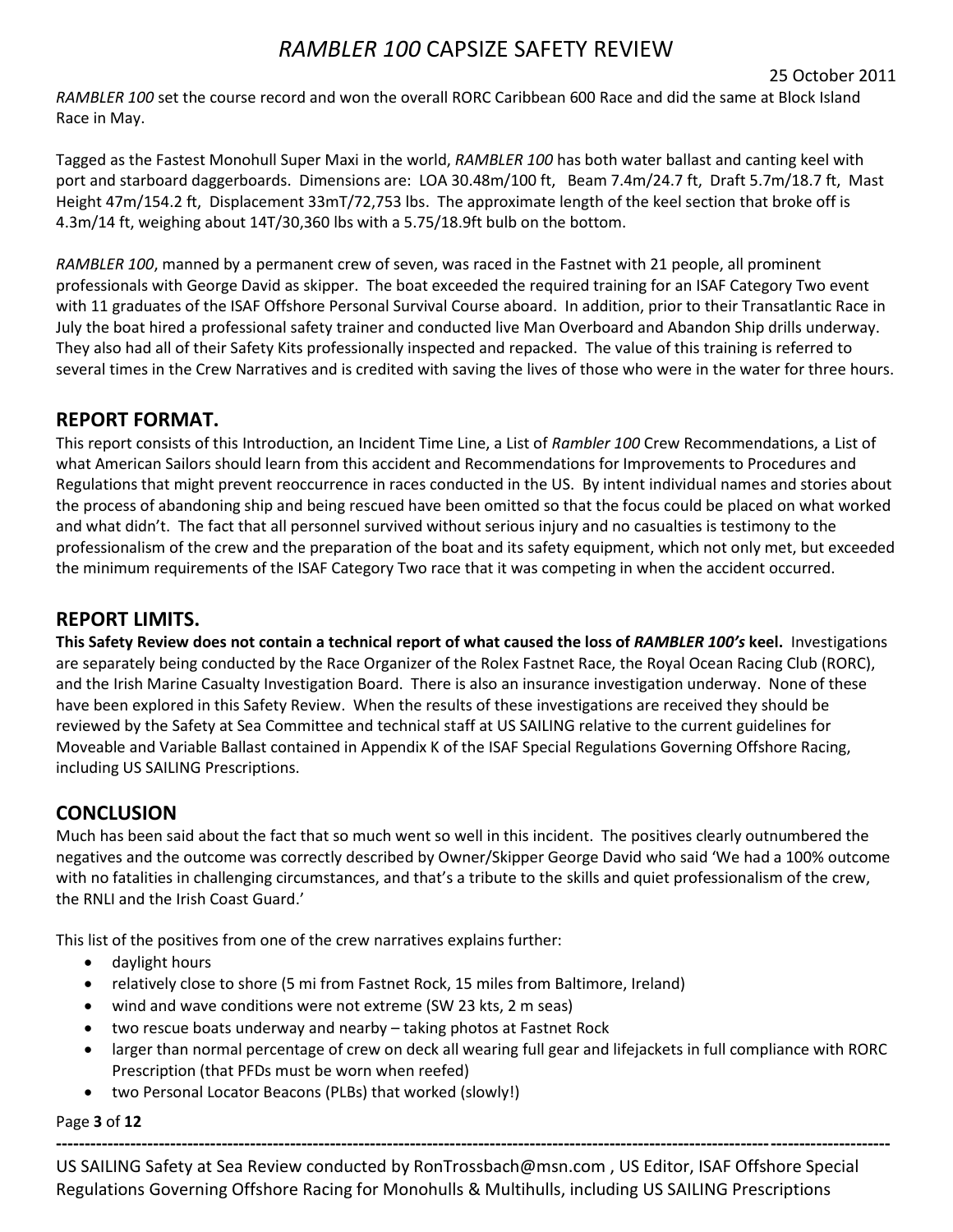RAMBLER 100 CAPSIZE SAFETY REVIEW

25 October 2011

*RAMBLER 100* set the course record and won the overall RORC Caribbean 600 Race and did the same at Block Island Race in May.

Tagged as the Fastest Monohull Super Maxi in the world, *RAMBLER 100* has both water ballast and canting keel with port and starboard daggerboards. Dimensions are: LOA 30.48m/100 ft, Beam 7.4m/24.7 ft, Draft 5.7m/18.7 ft, Mast Height 47m/154.2 ft, Displacement 33mT/72,753 lbs. The approximate length of the keel section that broke off is 4.3m/14 ft, weighing about 14T/30,360 lbs with a 5.75/18.9ft bulb on the bottom.

*RAMBLER 100*, manned by a permanent crew of seven, was raced in the Fastnet with 21 people, all prominent professionals with George David as skipper. The boat exceeded the required training for an ISAF Category Two event with 11 graduates of the ISAF Offshore Personal Survival Course aboard. In addition, prior to their Transatlantic Race in July the boat hired a professional safety trainer and conducted live Man Overboard and Abandon Ship drills underway. They also had all of their Safety Kits professionally inspected and repacked. The value of this training is referred to several times in the Crew Narratives and is credited with saving the lives of those who were in the water for three hours.

## REPORT FORMAT.

This report consists of this Introduction, an Incident Time Line, a List of *Rambler 100* Crew Recommendations, a List of what American Sailors should learn from this accident and Recommendations for Improvements to Procedures and Regulations that might prevent reoccurrence in races conducted in the US. By intent individual names and stories about the process of abandoning ship and being rescued have been omitted so that the focus could be placed on what worked and what didn't. The fact that all personnel survived without serious injury and no casualties is testimony to the professionalism of the crew and the preparation of the boat and its safety equipment, which not only met, but exceeded the minimum requirements of the ISAF Category Two race that it was competing in when the accident occurred.

## REPORT LIMITS.

**This Safety Review does not contain a technical report of what caused the loss of *RAMBLER 100's* keel.** Investigations are separately being conducted by the Race Organizer of the Rolex Fastnet Race, the Royal Ocean Racing Club (RORC), and the Irish Marine Casualty Investigation Board. There is also an insurance investigation underway. None of these have been explored in this Safety Review. When the results of these investigations are received they should be reviewed by the Safety at Sea Committee and technical staff at US SAILING relative to the current guidelines for Moveable and Variable Ballast contained in Appendix K of the ISAF Special Regulations Governing Offshore Racing, including US SAILING Prescriptions.

## CONCLUSION

Much has been said about the fact that so much went so well in this incident. The positives clearly outnumbered the negatives and the outcome was correctly described by Owner/Skipper George David who said 'We had a 100% outcome with no fatalities in challenging circumstances, and that's a tribute to the skills and quiet professionalism of the crew, the RNLI and the Irish Coast Guard.'

This list of the positives from one of the crew narratives explains further:

- daylight hours
- relatively close to shore (5 mi from Fastnet Rock, 15 miles from Baltimore, Ireland)
- wind and wave conditions were not extreme (SW 23 kts, 2 m seas)
- two rescue boats underway and nearby – taking photos at Fastnet Rock
- larger than normal percentage of crew on deck all wearing full gear and lifejackets in full compliance with RORC Prescription (that PFDs must be worn when reefed)
- two Personal Locator Beacons (PLBs) that worked (slowly!)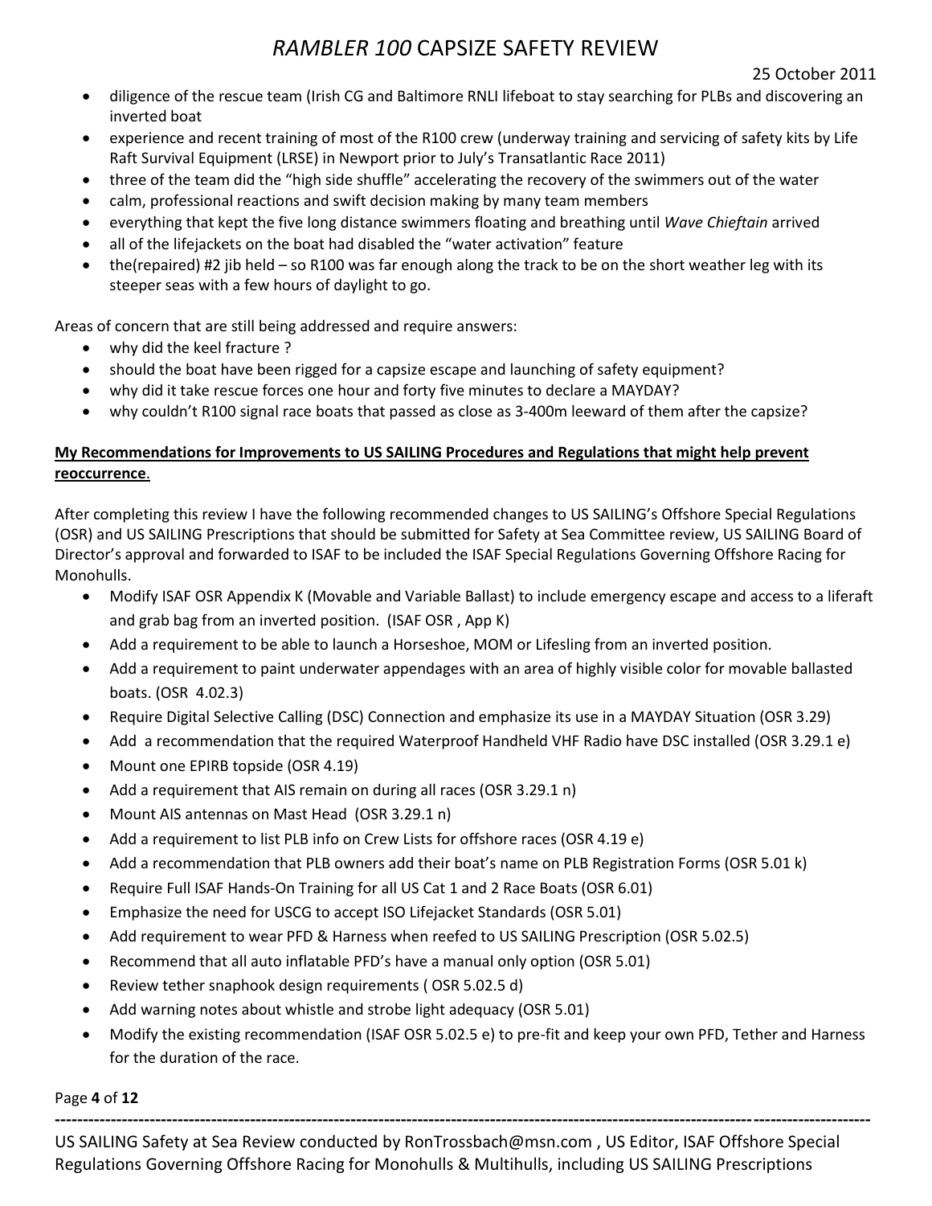- diligence of the rescue team (Irish CG and Baltimore RNLI lifeboat to stay searching for PLBs and discovering an inverted boat
- experience and recent training of most of the R100 crew (underway training and servicing of safety kits by Life Raft Survival Equipment (LRSE) in Newport prior to July's Transatlantic Race 2011)
- three of the team did the "high side shuffle" accelerating the recovery of the swimmers out of the water
- calm, professional reactions and swift decision making by many team members
- everything that kept the five long distance swimmers floating and breathing until *Wave Chieftain* arrived
- all of the lifejackets on the boat had disabled the "water activation" feature
- the(repaired) #2 jib held – so R100 was far enough along the track to be on the short weather leg with its steeper seas with a few hours of daylight to go.

Areas of concern that are still being addressed and require answers:

- why did the keel fracture ?
- should the boat have been rigged for a capsize escape and launching of safety equipment?
- why did it take rescue forces one hour and forty five minutes to declare a MAYDAY?
- why couldn't R100 signal race boats that passed as close as 3-400m leeward of them after the capsize?

**<u>My Recommendations for Improvements to US SAILING Procedures and Regulations that might help prevent reoccurrence</u>.**

After completing this review I have the following recommended changes to US SAILING's Offshore Special Regulations (OSR) and US SAILING Prescriptions that should be submitted for Safety at Sea Committee review, US SAILING Board of Director's approval and forwarded to ISAF to be included the ISAF Special Regulations Governing Offshore Racing for Monohulls.

- Modify ISAF OSR Appendix K (Movable and Variable Ballast) to include emergency escape and access to a liferaft and grab bag from an inverted position. (ISAF OSR , App K)
- Add a requirement to be able to launch a Horseshoe, MOM or Lifesling from an inverted position.
- Add a requirement to paint underwater appendages with an area of highly visible color for movable ballasted boats. (OSR 4.02.3)
- Require Digital Selective Calling (DSC) Connection and emphasize its use in a MAYDAY Situation (OSR 3.29)
- Add a recommendation that the required Waterproof Handheld VHF Radio have DSC installed (OSR 3.29.1 e)
- Mount one EPIRB topside (OSR 4.19)
- Add a requirement that AIS remain on during all races (OSR 3.29.1 n)
- Mount AIS antennas on Mast Head (OSR 3.29.1 n)
- Add a requirement to list PLB info on Crew Lists for offshore races (OSR 4.19 e)
- Add a recommendation that PLB owners add their boat's name on PLB Registration Forms (OSR 5.01 k)
- Require Full ISAF Hands-On Training for all US Cat 1 and 2 Race Boats (OSR 6.01)
- Emphasize the need for USCG to accept ISO Lifejacket Standards (OSR 5.01)
- Add requirement to wear PFD & Harness when reefed to US SAILING Prescription (OSR 5.02.5)
- Recommend that all auto inflatable PFD's have a manual only option (OSR 5.01)
- Review tether snaphook design requirements ( OSR 5.02.5 d)
- Add warning notes about whistle and strobe light adequacy (OSR 5.01)
- Modify the existing recommendation (ISAF OSR 5.02.5 e) to pre-fit and keep your own PFD, Tether and Harness for the duration of the race.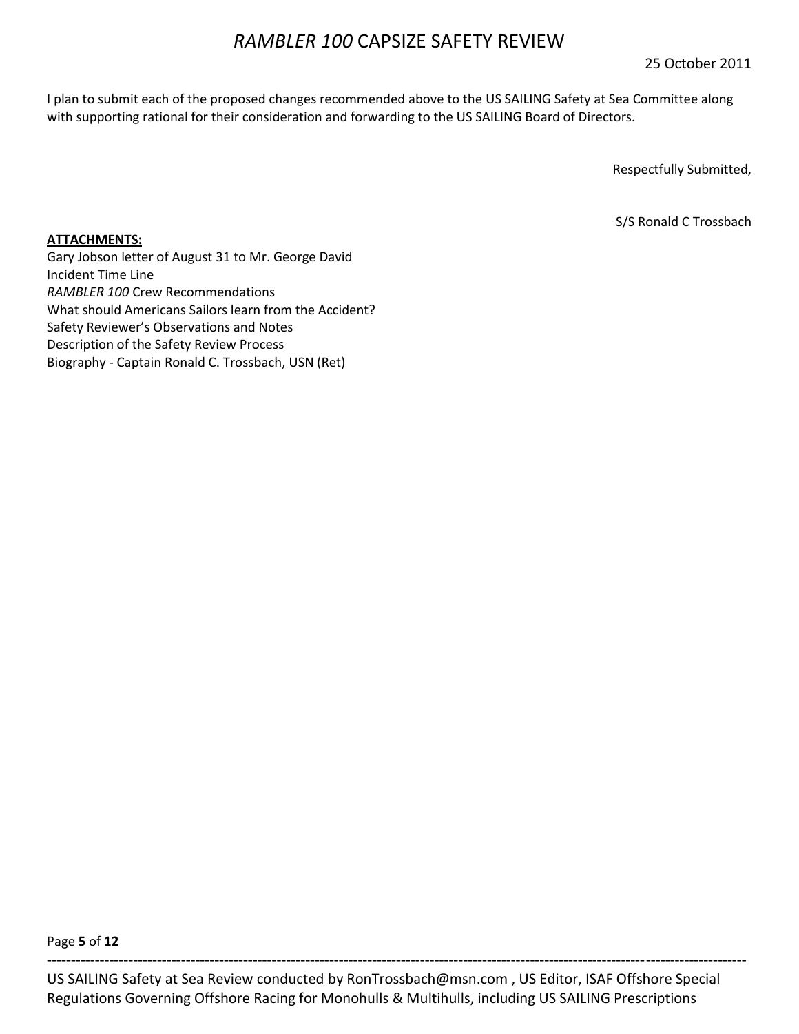I plan to submit each of the proposed changes recommended above to the US SAILING Safety at Sea Committee along with supporting rational for their consideration and forwarding to the US SAILING Board of Directors.

Respectfully Submitted,

S/S Ronald C Trossbach

**ATTACHMENTS:**

Gary Jobson letter of August 31 to Mr. George David
Incident Time Line
*RAMBLER 100* Crew Recommendations
What should Americans Sailors learn from the Accident?
Safety Reviewer's Observations and Notes
Description of the Safety Review Process
Biography - Captain Ronald C. Trossbach, USN (Ret)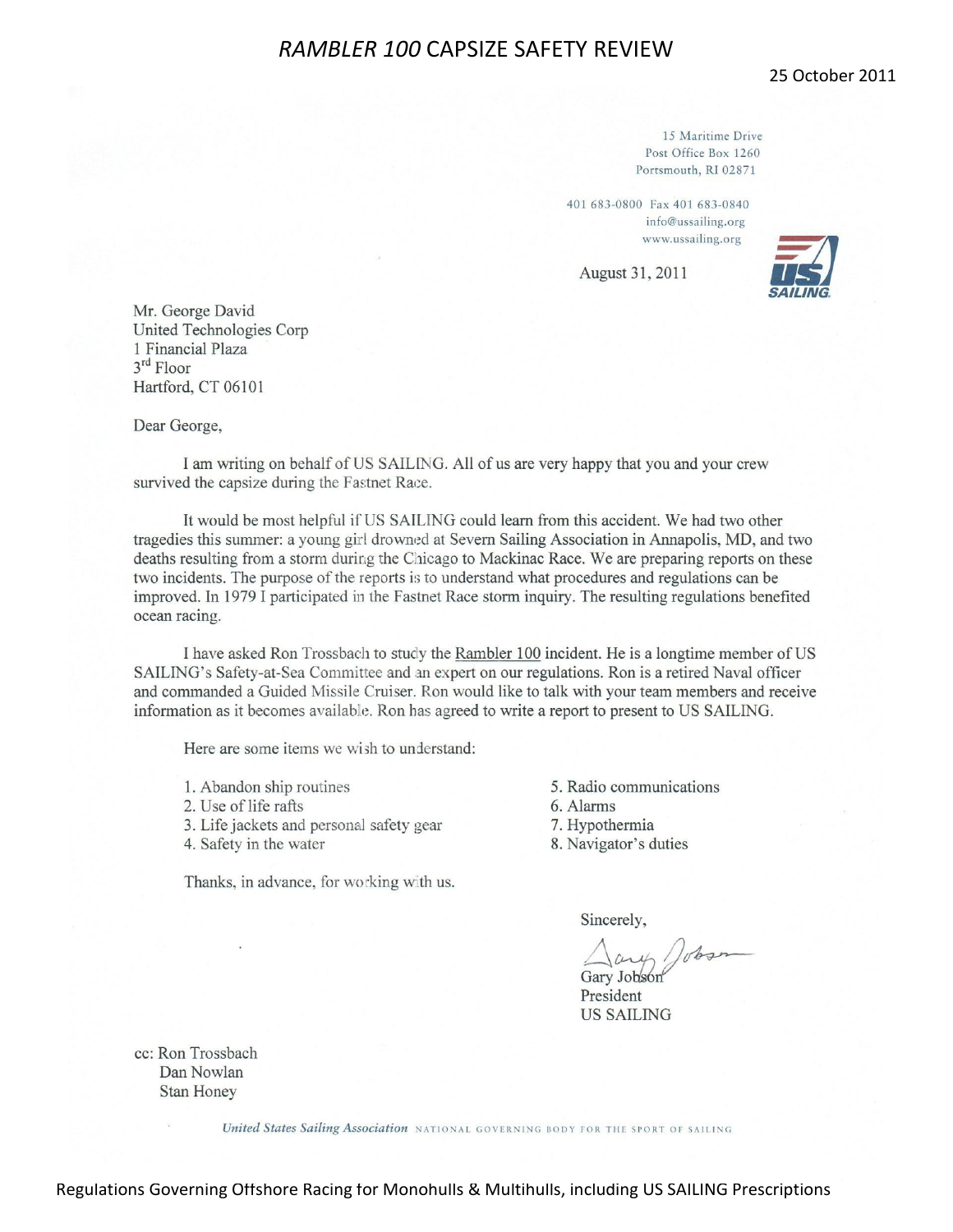15 Maritime Drive
Post Office Box 1260
Portsmouth, RI 02871

401 683-0800 Fax 401 683-0840
info@ussailing.org
www.ussailing.org

August 31, 2011

Mr. George David
United Technologies Corp
1 Financial Plaza
3rd Floor
Hartford, CT 06101

Dear George,

I am writing on behalf of US SAILING. All of us are very happy that you and your crew survived the capsize during the Fastnet Race.

It would be most helpful if US SAILING could learn from this accident. We had two other tragedies this summer: a young girl drowned at Severn Sailing Association in Annapolis, MD, and two deaths resulting from a storm during the Chicago to Mackinac Race. We are preparing reports on these two incidents. The purpose of the reports is to understand what procedures and regulations can be improved. In 1979 I participated in the Fastnet Race storm inquiry. The resulting regulations benefited ocean racing.

I have asked Ron Trossbach to study the Rambler 100 incident. He is a longtime member of US SAILING's Safety-at-Sea Committee and an expert on our regulations. Ron is a retired Naval officer and commanded a Guided Missile Cruiser. Ron would like to talk with your team members and receive information as it becomes available. Ron has agreed to write a report to present to US SAILING.

Here are some items we wish to understand:

1. Abandon ship routines
2. Use of life rafts
3. Life jackets and personal safety gear
4. Safety in the water
5. Radio communications
6. Alarms
7. Hypothermia
8. Navigator's duties

Thanks, in advance, for working with us.

Sincerely,

Gary Jobson
President
US SAILING

cc: Ron Trossbach
Dan Nowlan
Stan Honey

*United States Sailing Association* NATIONAL GOVERNING BODY FOR THE SPORT OF SAILING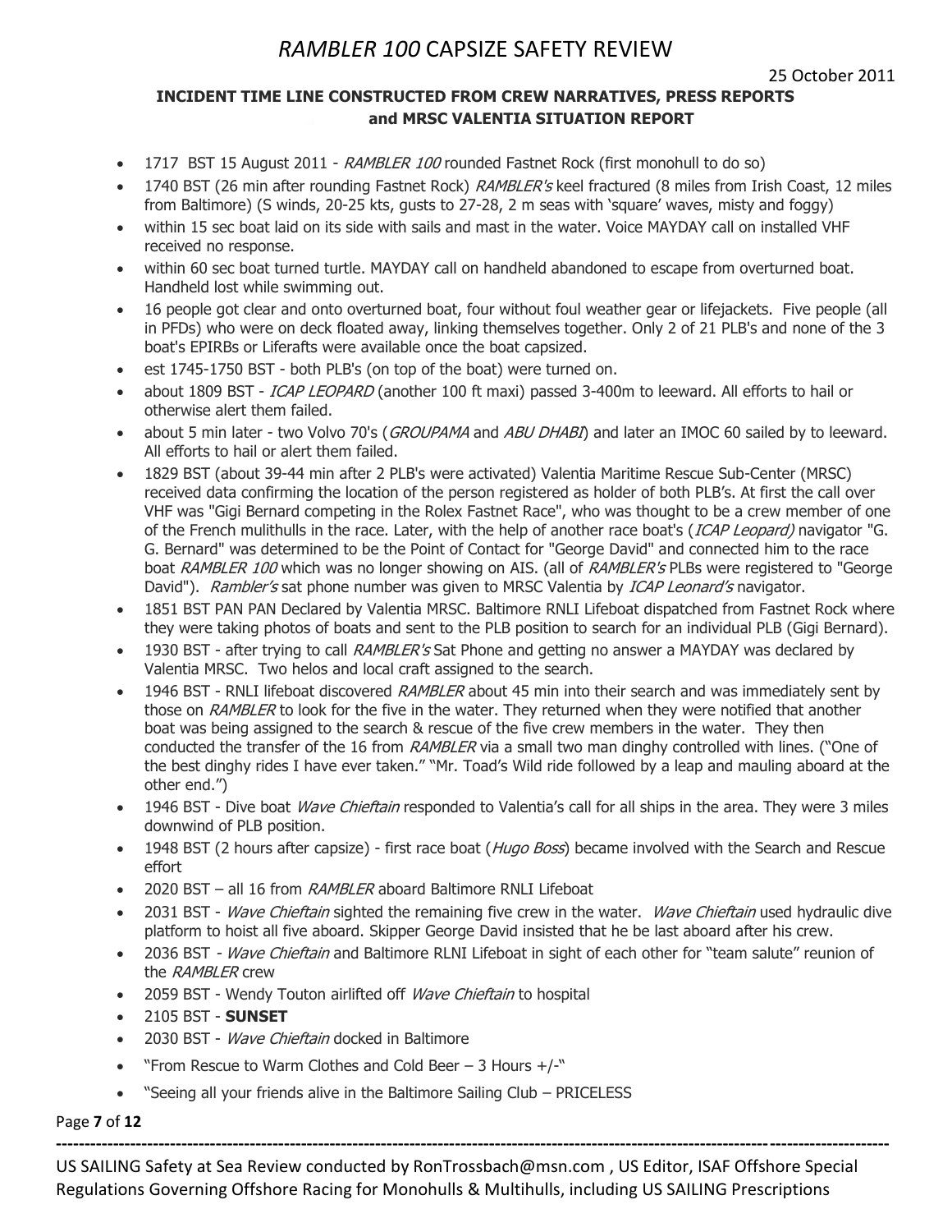# *RAMBLER 100* CAPSIZE SAFETY REVIEW

25 October 2011

**INCIDENT TIME LINE CONSTRUCTED FROM CREW NARRATIVES, PRESS REPORTS and MRSC VALENTIA SITUATION REPORT**

- 1717 BST 15 August 2011 - *RAMBLER 100* rounded Fastnet Rock (first monohull to do so)
- 1740 BST (26 min after rounding Fastnet Rock) *RAMBLER's* keel fractured (8 miles from Irish Coast, 12 miles from Baltimore) (S winds, 20-25 kts, gusts to 27-28, 2 m seas with 'square' waves, misty and foggy)
- within 15 sec boat laid on its side with sails and mast in the water. Voice MAYDAY call on installed VHF received no response.
- within 60 sec boat turned turtle. MAYDAY call on handheld abandoned to escape from overturned boat. Handheld lost while swimming out.
- 16 people got clear and onto overturned boat, four without foul weather gear or lifejackets. Five people (all in PFDs) who were on deck floated away, linking themselves together. Only 2 of 21 PLB's and none of the 3 boat's EPIRBs or Liferafts were available once the boat capsized.
- est 1745-1750 BST - both PLB's (on top of the boat) were turned on.
- about 1809 BST - *ICAP LEOPARD* (another 100 ft maxi) passed 3-400m to leeward. All efforts to hail or otherwise alert them failed.
- about 5 min later - two Volvo 70's (*GROUPAMA* and *ABU DHABI*) and later an IMOC 60 sailed by to leeward. All efforts to hail or alert them failed.
- 1829 BST (about 39-44 min after 2 PLB's were activated) Valentia Maritime Rescue Sub-Center (MRSC) received data confirming the location of the person registered as holder of both PLB's. At first the call over VHF was "Gigi Bernard competing in the Rolex Fastnet Race", who was thought to be a crew member of one of the French mulithulls in the race. Later, with the help of another race boat's (*ICAP Leopard)* navigator "G. G. Bernard" was determined to be the Point of Contact for "George David" and connected him to the race boat *RAMBLER 100* which was no longer showing on AIS. (all of *RAMBLER's* PLBs were registered to "George David"). *Rambler's* sat phone number was given to MRSC Valentia by *ICAP Leonard's* navigator.
- 1851 BST PAN PAN Declared by Valentia MRSC. Baltimore RNLI Lifeboat dispatched from Fastnet Rock where they were taking photos of boats and sent to the PLB position to search for an individual PLB (Gigi Bernard).
- 1930 BST - after trying to call *RAMBLER's* Sat Phone and getting no answer a MAYDAY was declared by Valentia MRSC. Two helos and local craft assigned to the search.
- 1946 BST - RNLI lifeboat discovered *RAMBLER* about 45 min into their search and was immediately sent by those on *RAMBLER* to look for the five in the water. They returned when they were notified that another boat was being assigned to the search & rescue of the five crew members in the water. They then conducted the transfer of the 16 from *RAMBLER* via a small two man dinghy controlled with lines. ("One of the best dinghy rides I have ever taken." "Mr. Toad's Wild ride followed by a leap and mauling aboard at the other end.")
- 1946 BST - Dive boat *Wave Chieftain* responded to Valentia's call for all ships in the area. They were 3 miles downwind of PLB position.
- 1948 BST (2 hours after capsize) - first race boat (*Hugo Boss*) became involved with the Search and Rescue effort
- 2020 BST – all 16 from *RAMBLER* aboard Baltimore RNLI Lifeboat
- 2031 BST - *Wave Chieftain* sighted the remaining five crew in the water. *Wave Chieftain* used hydraulic dive platform to hoist all five aboard. Skipper George David insisted that he be last aboard after his crew.
- 2036 BST - *Wave Chieftain* and Baltimore RLNI Lifeboat in sight of each other for "team salute" reunion of the *RAMBLER* crew
- 2059 BST - Wendy Touton airlifted off *Wave Chieftain* to hospital
- 2105 BST - **SUNSET**
- 2030 BST - *Wave Chieftain* docked in Baltimore
- "From Rescue to Warm Clothes and Cold Beer – 3 Hours +/-"
- "Seeing all your friends alive in the Baltimore Sailing Club – PRICELESS

---

US SAILING Safety at Sea Review conducted by RonTrossbach@msn.com , US Editor, ISAF Offshore Special Regulations Governing Offshore Racing for Monohulls & Multihulls, including US SAILING Prescriptions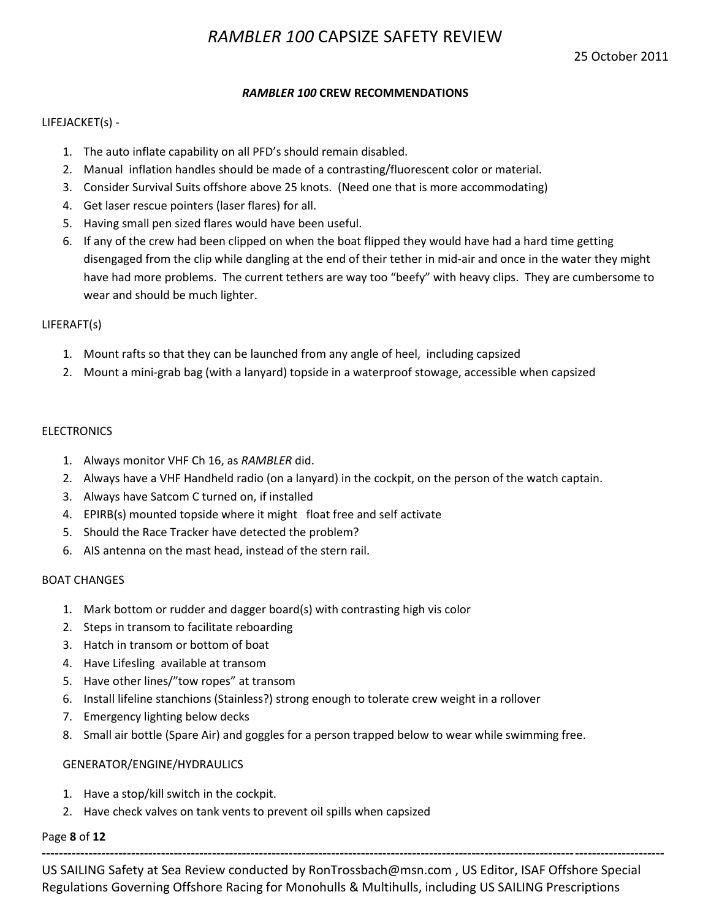## *RAMBLER 100* CREW RECOMMENDATIONS

LIFEJACKET(s) -

1. The auto inflate capability on all PFD's should remain disabled.
2. Manual inflation handles should be made of a contrasting/fluorescent color or material.
3. Consider Survival Suits offshore above 25 knots. (Need one that is more accommodating)
4. Get laser rescue pointers (laser flares) for all.
5. Having small pen sized flares would have been useful.
6. If any of the crew had been clipped on when the boat flipped they would have had a hard time getting disengaged from the clip while dangling at the end of their tether in mid-air and once in the water they might have had more problems. The current tethers are way too "beefy" with heavy clips. They are cumbersome to wear and should be much lighter.

LIFERAFT(s)

1. Mount rafts so that they can be launched from any angle of heel, including capsized
2. Mount a mini-grab bag (with a lanyard) topside in a waterproof stowage, accessible when capsized

ELECTRONICS

1. Always monitor VHF Ch 16, as *RAMBLER* did.
2. Always have a VHF Handheld radio (on a lanyard) in the cockpit, on the person of the watch captain.
3. Always have Satcom C turned on, if installed
4. EPIRB(s) mounted topside where it might float free and self activate
5. Should the Race Tracker have detected the problem?
6. AIS antenna on the mast head, instead of the stern rail.

BOAT CHANGES

1. Mark bottom or rudder and dagger board(s) with contrasting high vis color
2. Steps in transom to facilitate reboarding
3. Hatch in transom or bottom of boat
4. Have Lifesling available at transom
5. Have other lines/"tow ropes" at transom
6. Install lifeline stanchions (Stainless?) strong enough to tolerate crew weight in a rollover
7. Emergency lighting below decks
8. Small air bottle (Spare Air) and goggles for a person trapped below to wear while swimming free.

GENERATOR/ENGINE/HYDRAULICS

1. Have a stop/kill switch in the cockpit.
2. Have check valves on tank vents to prevent oil spills when capsized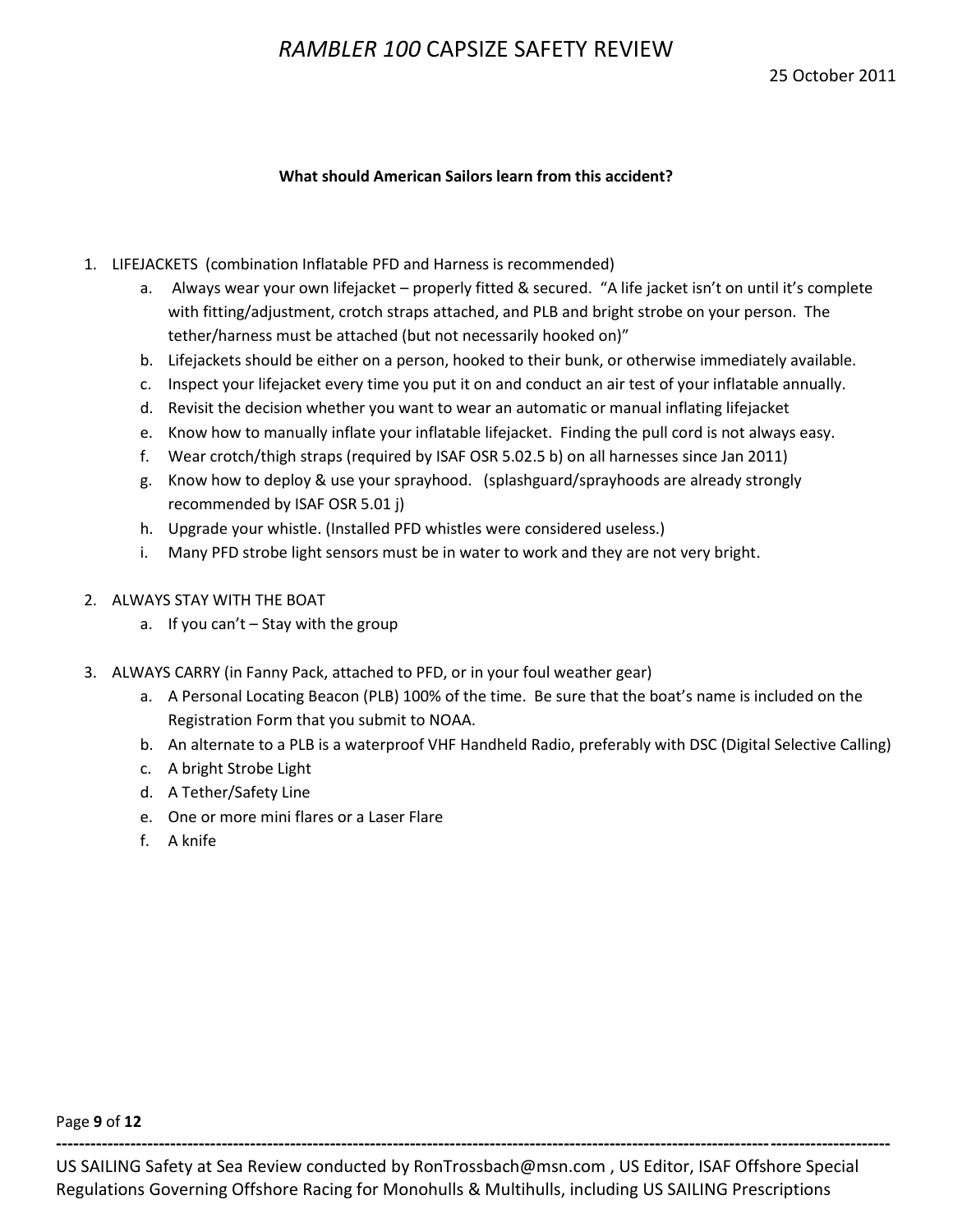**What should American Sailors learn from this accident?**

1. LIFEJACKETS (combination Inflatable PFD and Harness is recommended)
   a. Always wear your own lifejacket – properly fitted & secured. "A life jacket isn't on until it's complete with fitting/adjustment, crotch straps attached, and PLB and bright strobe on your person. The tether/harness must be attached (but not necessarily hooked on)"
   b. Lifejackets should be either on a person, hooked to their bunk, or otherwise immediately available.
   c. Inspect your lifejacket every time you put it on and conduct an air test of your inflatable annually.
   d. Revisit the decision whether you want to wear an automatic or manual inflating lifejacket
   e. Know how to manually inflate your inflatable lifejacket. Finding the pull cord is not always easy.
   f. Wear crotch/thigh straps (required by ISAF OSR 5.02.5 b) on all harnesses since Jan 2011)
   g. Know how to deploy & use your sprayhood. (splashguard/sprayhoods are already strongly recommended by ISAF OSR 5.01 j)
   h. Upgrade your whistle. (Installed PFD whistles were considered useless.)
   i. Many PFD strobe light sensors must be in water to work and they are not very bright.

2. ALWAYS STAY WITH THE BOAT
   a. If you can't – Stay with the group

3. ALWAYS CARRY (in Fanny Pack, attached to PFD, or in your foul weather gear)
   a. A Personal Locating Beacon (PLB) 100% of the time. Be sure that the boat's name is included on the Registration Form that you submit to NOAA.
   b. An alternate to a PLB is a waterproof VHF Handheld Radio, preferably with DSC (Digital Selective Calling)
   c. A bright Strobe Light
   d. A Tether/Safety Line
   e. One or more mini flares or a Laser Flare
   f. A knife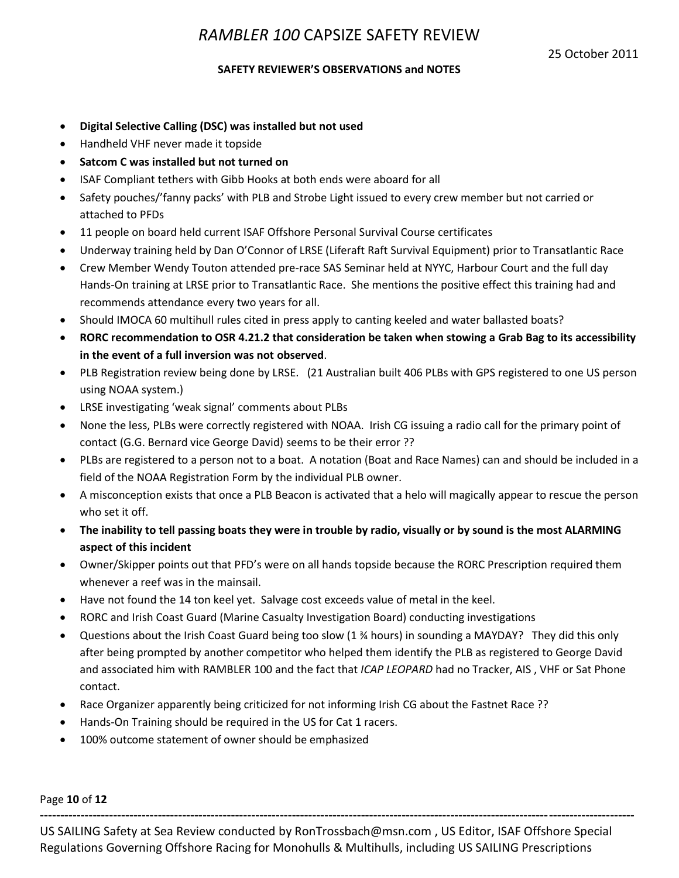# *RAMBLER 100* CAPSIZE SAFETY REVIEW

25 October 2011

**SAFETY REVIEWER'S OBSERVATIONS and NOTES**

- **Digital Selective Calling (DSC) was installed but not used**
- Handheld VHF never made it topside
- **Satcom C was installed but not turned on**
- ISAF Compliant tethers with Gibb Hooks at both ends were aboard for all
- Safety pouches/'fanny packs' with PLB and Strobe Light issued to every crew member but not carried or attached to PFDs
- 11 people on board held current ISAF Offshore Personal Survival Course certificates
- Underway training held by Dan O'Connor of LRSE (Liferaft Raft Survival Equipment) prior to Transatlantic Race
- Crew Member Wendy Touton attended pre-race SAS Seminar held at NYYC, Harbour Court and the full day Hands-On training at LRSE prior to Transatlantic Race. She mentions the positive effect this training had and recommends attendance every two years for all.
- Should IMOCA 60 multihull rules cited in press apply to canting keeled and water ballasted boats?
- **RORC recommendation to OSR 4.21.2 that consideration be taken when stowing a Grab Bag to its accessibility in the event of a full inversion was not observed**.
- PLB Registration review being done by LRSE. (21 Australian built 406 PLBs with GPS registered to one US person using NOAA system.)
- LRSE investigating 'weak signal' comments about PLBs
- None the less, PLBs were correctly registered with NOAA. Irish CG issuing a radio call for the primary point of contact (G.G. Bernard vice George David) seems to be their error ??
- PLBs are registered to a person not to a boat. A notation (Boat and Race Names) can and should be included in a field of the NOAA Registration Form by the individual PLB owner.
- A misconception exists that once a PLB Beacon is activated that a helo will magically appear to rescue the person who set it off.
- **The inability to tell passing boats they were in trouble by radio, visually or by sound is the most ALARMING aspect of this incident**
- Owner/Skipper points out that PFD's were on all hands topside because the RORC Prescription required them whenever a reef was in the mainsail.
- Have not found the 14 ton keel yet. Salvage cost exceeds value of metal in the keel.
- RORC and Irish Coast Guard (Marine Casualty Investigation Board) conducting investigations
- Questions about the Irish Coast Guard being too slow (1 ¾ hours) in sounding a MAYDAY? They did this only after being prompted by another competitor who helped them identify the PLB as registered to George David and associated him with RAMBLER 100 and the fact that *ICAP LEOPARD* had no Tracker, AIS , VHF or Sat Phone contact.
- Race Organizer apparently being criticized for not informing Irish CG about the Fastnet Race ??
- Hands-On Training should be required in the US for Cat 1 racers.
- 100% outcome statement of owner should be emphasized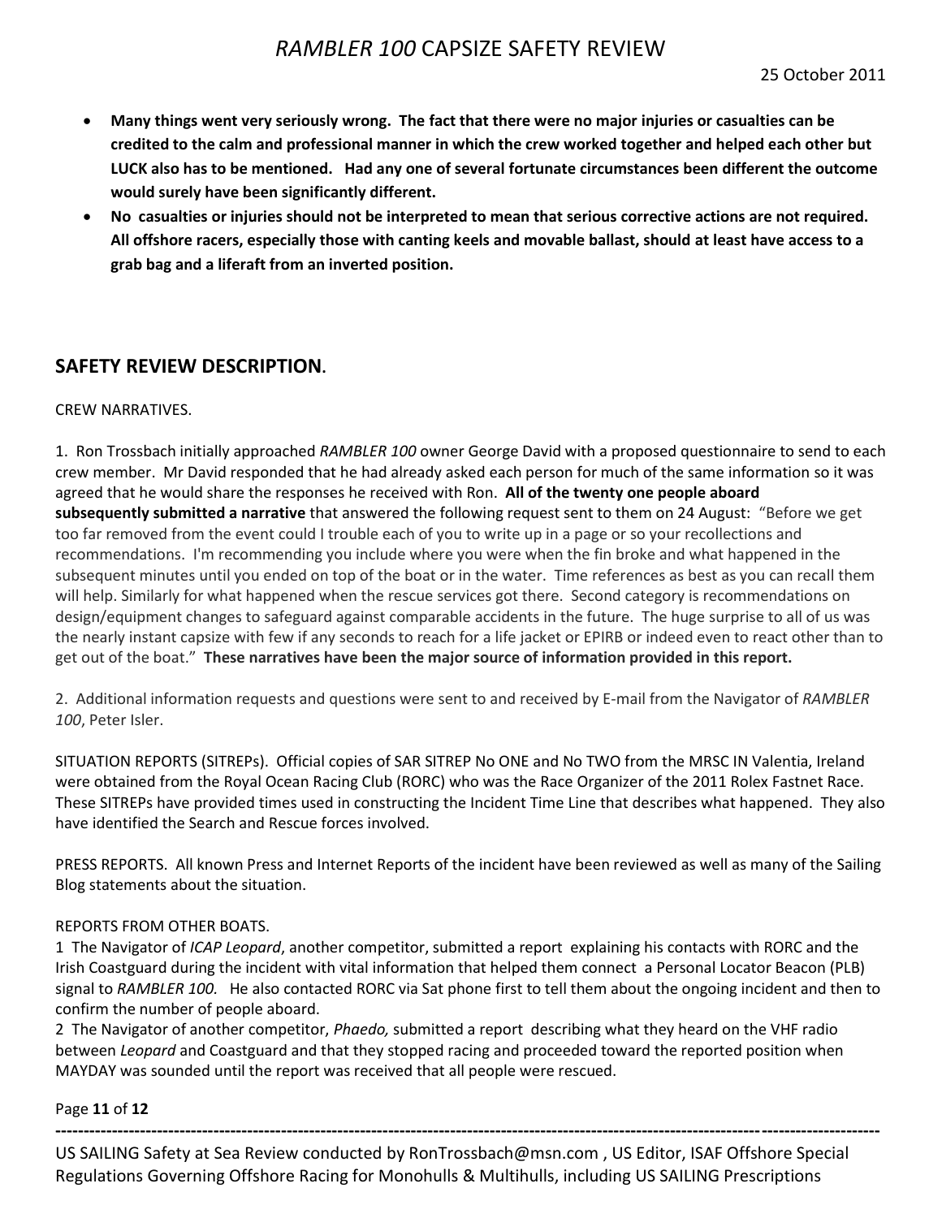- **Many things went very seriously wrong. The fact that there were no major injuries or casualties can be credited to the calm and professional manner in which the crew worked together and helped each other but LUCK also has to be mentioned. Had any one of several fortunate circumstances been different the outcome would surely have been significantly different.**
- **No casualties or injuries should not be interpreted to mean that serious corrective actions are not required. All offshore racers, especially those with canting keels and movable ballast, should at least have access to a grab bag and a liferaft from an inverted position.**

## SAFETY REVIEW DESCRIPTION.

CREW NARRATIVES.

1. Ron Trossbach initially approached *RAMBLER 100* owner George David with a proposed questionnaire to send to each crew member. Mr David responded that he had already asked each person for much of the same information so it was agreed that he would share the responses he received with Ron. **All of the twenty one people aboard subsequently submitted a narrative** that answered the following request sent to them on 24 August: "Before we get too far removed from the event could I trouble each of you to write up in a page or so your recollections and recommendations. I'm recommending you include where you were when the fin broke and what happened in the subsequent minutes until you ended on top of the boat or in the water. Time references as best as you can recall them will help. Similarly for what happened when the rescue services got there. Second category is recommendations on design/equipment changes to safeguard against comparable accidents in the future. The huge surprise to all of us was the nearly instant capsize with few if any seconds to reach for a life jacket or EPIRB or indeed even to react other than to get out of the boat." **These narratives have been the major source of information provided in this report.**

2. Additional information requests and questions were sent to and received by E-mail from the Navigator of *RAMBLER 100*, Peter Isler.

SITUATION REPORTS (SITREPs). Official copies of SAR SITREP No ONE and No TWO from the MRSC IN Valentia, Ireland were obtained from the Royal Ocean Racing Club (RORC) who was the Race Organizer of the 2011 Rolex Fastnet Race. These SITREPs have provided times used in constructing the Incident Time Line that describes what happened. They also have identified the Search and Rescue forces involved.

PRESS REPORTS. All known Press and Internet Reports of the incident have been reviewed as well as many of the Sailing Blog statements about the situation.

REPORTS FROM OTHER BOATS.

1 The Navigator of *ICAP Leopard*, another competitor, submitted a report explaining his contacts with RORC and the Irish Coastguard during the incident with vital information that helped them connect a Personal Locator Beacon (PLB) signal to *RAMBLER 100*. He also contacted RORC via Sat phone first to tell them about the ongoing incident and then to confirm the number of people aboard.

2 The Navigator of another competitor, *Phaedo,* submitted a report describing what they heard on the VHF radio between *Leopard* and Coastguard and that they stopped racing and proceeded toward the reported position when MAYDAY was sounded until the report was received that all people were rescued.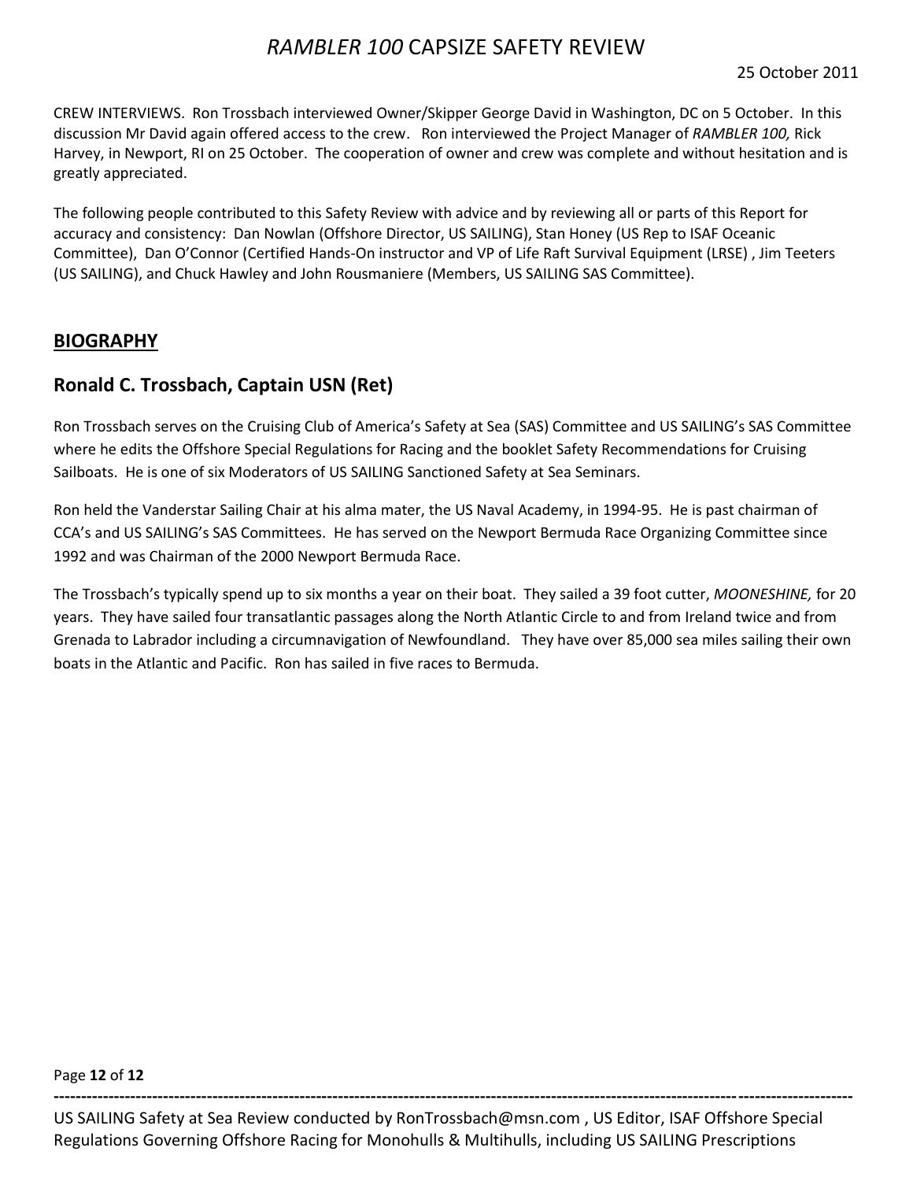CREW INTERVIEWS. Ron Trossbach interviewed Owner/Skipper George David in Washington, DC on 5 October. In this discussion Mr David again offered access to the crew. Ron interviewed the Project Manager of *RAMBLER 100,* Rick Harvey, in Newport, RI on 25 October. The cooperation of owner and crew was complete and without hesitation and is greatly appreciated.

The following people contributed to this Safety Review with advice and by reviewing all or parts of this Report for accuracy and consistency: Dan Nowlan (Offshore Director, US SAILING), Stan Honey (US Rep to ISAF Oceanic Committee), Dan O'Connor (Certified Hands-On instructor and VP of Life Raft Survival Equipment (LRSE) , Jim Teeters (US SAILING), and Chuck Hawley and John Rousmaniere (Members, US SAILING SAS Committee).

## BIOGRAPHY

## Ronald C. Trossbach, Captain USN (Ret)

Ron Trossbach serves on the Cruising Club of America's Safety at Sea (SAS) Committee and US SAILING's SAS Committee where he edits the Offshore Special Regulations for Racing and the booklet Safety Recommendations for Cruising Sailboats. He is one of six Moderators of US SAILING Sanctioned Safety at Sea Seminars.

Ron held the Vanderstar Sailing Chair at his alma mater, the US Naval Academy, in 1994-95. He is past chairman of CCA's and US SAILING's SAS Committees. He has served on the Newport Bermuda Race Organizing Committee since 1992 and was Chairman of the 2000 Newport Bermuda Race.

The Trossbach's typically spend up to six months a year on their boat. They sailed a 39 foot cutter, *MOONESHINE,* for 20 years. They have sailed four transatlantic passages along the North Atlantic Circle to and from Ireland twice and from Grenada to Labrador including a circumnavigation of Newfoundland. They have over 85,000 sea miles sailing their own boats in the Atlantic and Pacific. Ron has sailed in five races to Bermuda.